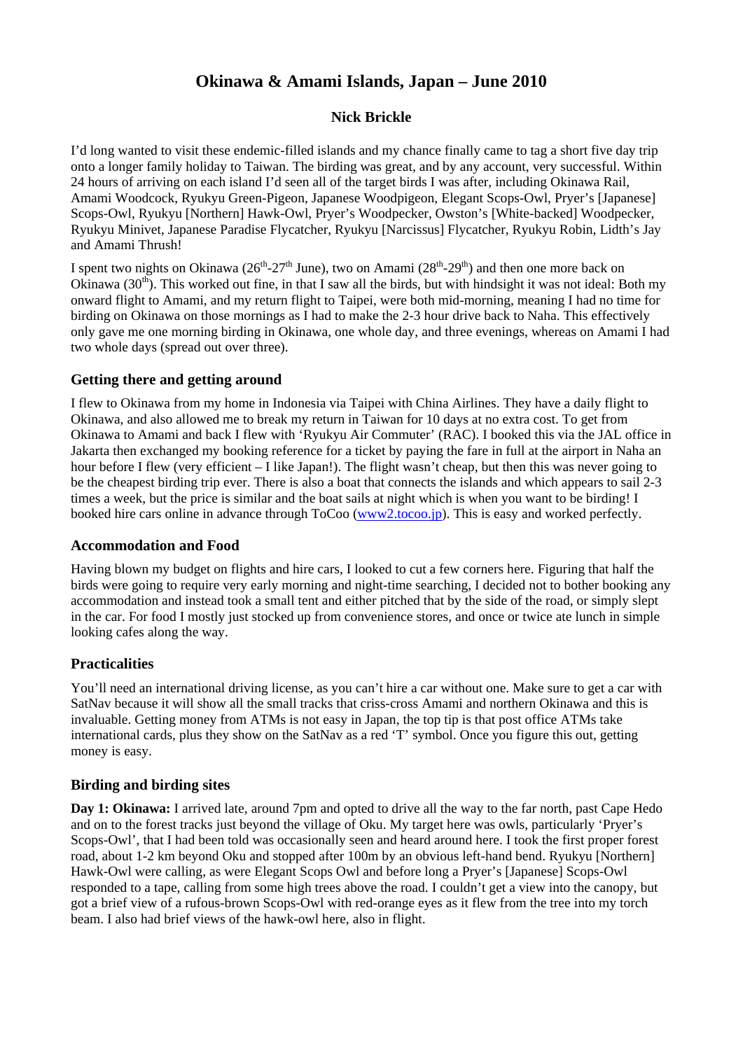# Okinawa & Amami Islands, Japan – June 2010

### Nick Brickle

I'd long wanted to visit these endemic-filled islands and my chance finally came to tag a short five day trip onto a longer family holiday to Taiwan. The birding was great, and by any account, very successful. Within 24 hours of arriving on each island I'd seen all of the target birds I was after, including Okinawa Rail, Amami Woodcock, Ryukyu Green-Pigeon, Japanese Woodpigeon, Elegant Scops-Owl, Pryer's [Japanese] Scops-Owl, Ryukyu [Northern] Hawk-Owl, Pryer's Woodpecker, Owston's [White-backed] Woodpecker, Ryukyu Minivet, Japanese Paradise Flycatcher, Ryukyu [Narcissus] Flycatcher, Ryukyu Robin, Lidth's Jay and Amami Thrush!

I spent two nights on Okinawa (26th-27th June), two on Amami (28th-29th) and then one more back on Okinawa (30th). This worked out fine, in that I saw all the birds, but with hindsight it was not ideal: Both my onward flight to Amami, and my return flight to Taipei, were both mid-morning, meaning I had no time for birding on Okinawa on those mornings as I had to make the 2-3 hour drive back to Naha. This effectively only gave me one morning birding in Okinawa, one whole day, and three evenings, whereas on Amami I had two whole days (spread out over three).

## Getting there and getting around

I flew to Okinawa from my home in Indonesia via Taipei with China Airlines. They have a daily flight to Okinawa, and also allowed me to break my return in Taiwan for 10 days at no extra cost. To get from Okinawa to Amami and back I flew with 'Ryukyu Air Commuter' (RAC). I booked this via the JAL office in Jakarta then exchanged my booking reference for a ticket by paying the fare in full at the airport in Naha an hour before I flew (very efficient – I like Japan!). The flight wasn't cheap, but then this was never going to be the cheapest birding trip ever. There is also a boat that connects the islands and which appears to sail 2-3 times a week, but the price is similar and the boat sails at night which is when you want to be birding! I booked hire cars online in advance through ToCoo (www2.tocoo.jp). This is easy and worked perfectly.

## Accommodation and Food

Having blown my budget on flights and hire cars, I looked to cut a few corners here. Figuring that half the birds were going to require very early morning and night-time searching, I decided not to bother booking any accommodation and instead took a small tent and either pitched that by the side of the road, or simply slept in the car. For food I mostly just stocked up from convenience stores, and once or twice ate lunch in simple looking cafes along the way.

## Practicalities

You'll need an international driving license, as you can't hire a car without one. Make sure to get a car with SatNav because it will show all the small tracks that criss-cross Amami and northern Okinawa and this is invaluable. Getting money from ATMs is not easy in Japan, the top tip is that post office ATMs take international cards, plus they show on the SatNav as a red 'T' symbol. Once you figure this out, getting money is easy.

## Birding and birding sites

**Day 1: Okinawa:** I arrived late, around 7pm and opted to drive all the way to the far north, past Cape Hedo and on to the forest tracks just beyond the village of Oku. My target here was owls, particularly 'Pryer's Scops-Owl', that I had been told was occasionally seen and heard around here. I took the first proper forest road, about 1-2 km beyond Oku and stopped after 100m by an obvious left-hand bend. Ryukyu [Northern] Hawk-Owl were calling, as were Elegant Scops Owl and before long a Pryer's [Japanese] Scops-Owl responded to a tape, calling from some high trees above the road. I couldn't get a view into the canopy, but got a brief view of a rufous-brown Scops-Owl with red-orange eyes as it flew from the tree into my torch beam. I also had brief views of the hawk-owl here, also in flight.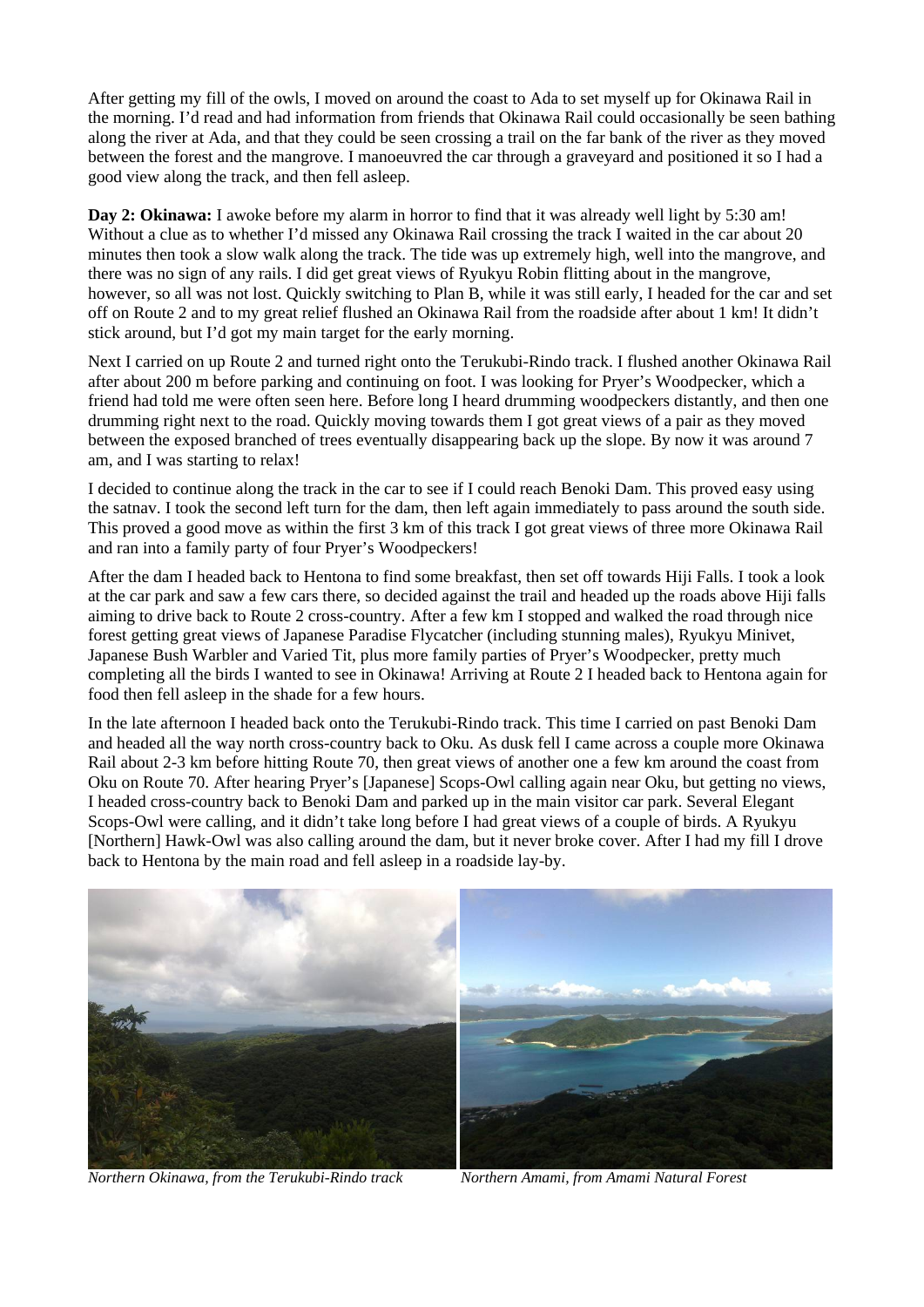After getting my fill of the owls, I moved on around the coast to Ada to set myself up for Okinawa Rail in the morning. I'd read and had information from friends that Okinawa Rail could occasionally be seen bathing along the river at Ada, and that they could be seen crossing a trail on the far bank of the river as they moved between the forest and the mangrove. I manoeuvred the car through a graveyard and positioned it so I had a good view along the track, and then fell asleep.

**Day 2: Okinawa:** I awoke before my alarm in horror to find that it was already well light by 5:30 am! Without a clue as to whether I'd missed any Okinawa Rail crossing the track I waited in the car about 20 minutes then took a slow walk along the track. The tide was up extremely high, well into the mangrove, and there was no sign of any rails. I did get great views of Ryukyu Robin flitting about in the mangrove, however, so all was not lost. Quickly switching to Plan B, while it was still early, I headed for the car and set off on Route 2 and to my great relief flushed an Okinawa Rail from the roadside after about 1 km! It didn't stick around, but I'd got my main target for the early morning.

Next I carried on up Route 2 and turned right onto the Terukubi-Rindo track. I flushed another Okinawa Rail after about 200 m before parking and continuing on foot. I was looking for Pryer's Woodpecker, which a friend had told me were often seen here. Before long I heard drumming woodpeckers distantly, and then one drumming right next to the road. Quickly moving towards them I got great views of a pair as they moved between the exposed branched of trees eventually disappearing back up the slope. By now it was around 7 am, and I was starting to relax!

I decided to continue along the track in the car to see if I could reach Benoki Dam. This proved easy using the satnav. I took the second left turn for the dam, then left again immediately to pass around the south side. This proved a good move as within the first 3 km of this track I got great views of three more Okinawa Rail and ran into a family party of four Pryer's Woodpeckers!

After the dam I headed back to Hentona to find some breakfast, then set off towards Hiji Falls. I took a look at the car park and saw a few cars there, so decided against the trail and headed up the roads above Hiji falls aiming to drive back to Route 2 cross-country. After a few km I stopped and walked the road through nice forest getting great views of Japanese Paradise Flycatcher (including stunning males), Ryukyu Minivet, Japanese Bush Warbler and Varied Tit, plus more family parties of Pryer's Woodpecker, pretty much completing all the birds I wanted to see in Okinawa! Arriving at Route 2 I headed back to Hentona again for food then fell asleep in the shade for a few hours.

In the late afternoon I headed back onto the Terukubi-Rindo track. This time I carried on past Benoki Dam and headed all the way north cross-country back to Oku. As dusk fell I came across a couple more Okinawa Rail about 2-3 km before hitting Route 70, then great views of another one a few km around the coast from Oku on Route 70. After hearing Pryer's [Japanese] Scops-Owl calling again near Oku, but getting no views, I headed cross-country back to Benoki Dam and parked up in the main visitor car park. Several Elegant Scops-Owl were calling, and it didn't take long before I had great views of a couple of birds. A Ryukyu [Northern] Hawk-Owl was also calling around the dam, but it never broke cover. After I had my fill I drove back to Hentona by the main road and fell asleep in a roadside lay-by.

*Northern Okinawa, from the Terukubi-Rindo track*

*Northern Amami, from Amami Natural Forest*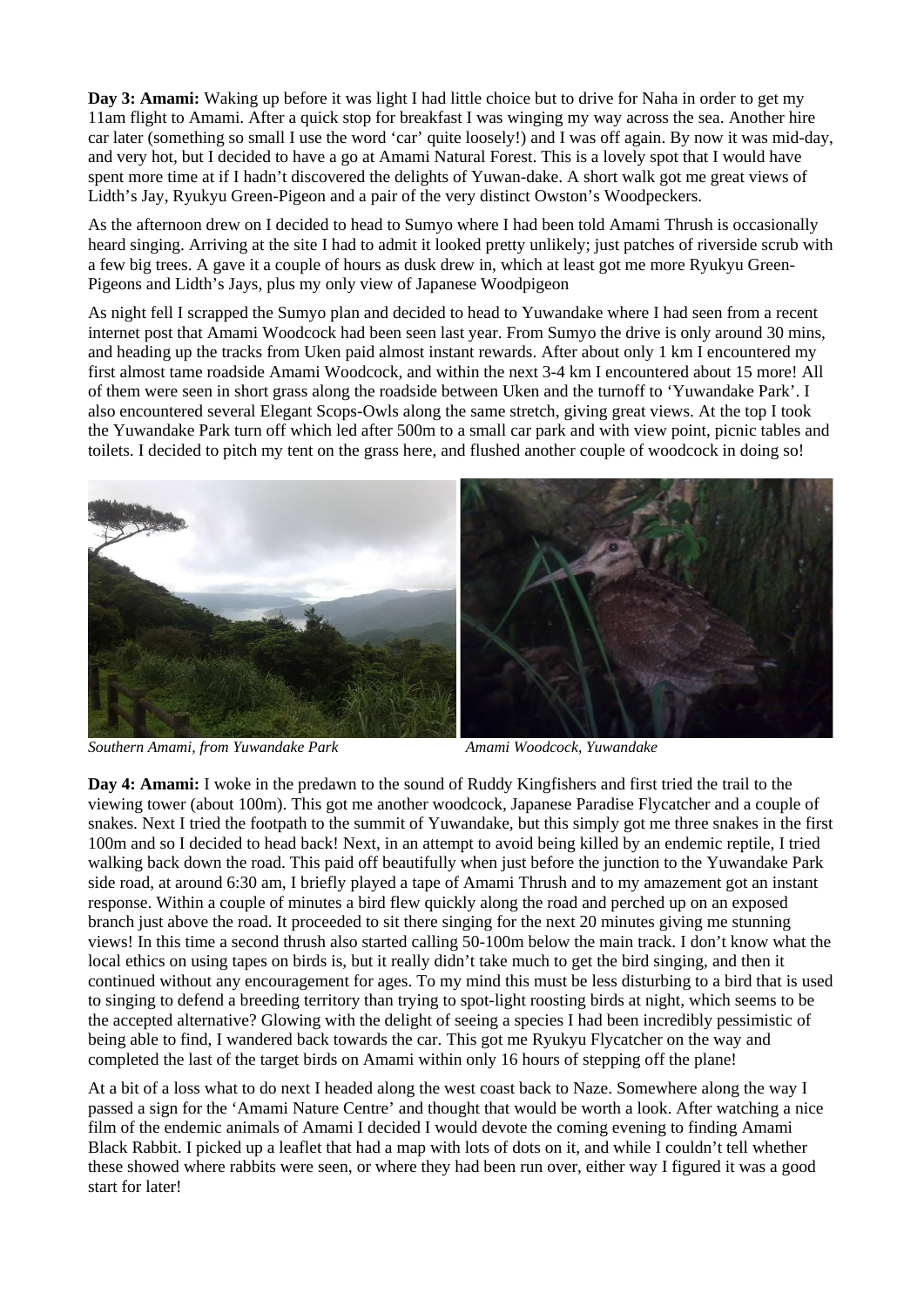**Day 3: Amami:** Waking up before it was light I had little choice but to drive for Naha in order to get my 11am flight to Amami. After a quick stop for breakfast I was winging my way across the sea. Another hire car later (something so small I use the word 'car' quite loosely!) and I was off again. By now it was mid-day, and very hot, but I decided to have a go at Amami Natural Forest. This is a lovely spot that I would have spent more time at if I hadn't discovered the delights of Yuwan-dake. A short walk got me great views of Lidth's Jay, Ryukyu Green-Pigeon and a pair of the very distinct Owston's Woodpeckers.

As the afternoon drew on I decided to head to Sumyo where I had been told Amami Thrush is occasionally heard singing. Arriving at the site I had to admit it looked pretty unlikely; just patches of riverside scrub with a few big trees. A gave it a couple of hours as dusk drew in, which at least got me more Ryukyu Green-Pigeons and Lidth's Jays, plus my only view of Japanese Woodpigeon

As night fell I scrapped the Sumyo plan and decided to head to Yuwandake where I had seen from a recent internet post that Amami Woodcock had been seen last year. From Sumyo the drive is only around 30 mins, and heading up the tracks from Uken paid almost instant rewards. After about only 1 km I encountered my first almost tame roadside Amami Woodcock, and within the next 3-4 km I encountered about 15 more! All of them were seen in short grass along the roadside between Uken and the turnoff to 'Yuwandake Park'. I also encountered several Elegant Scops-Owls along the same stretch, giving great views. At the top I took the Yuwandake Park turn off which led after 500m to a small car park and with view point, picnic tables and toilets. I decided to pitch my tent on the grass here, and flushed another couple of woodcock in doing so!

*Southern Amami, from Yuwandake Park*

*Amami Woodcock, Yuwandake*

**Day 4: Amami:** I woke in the predawn to the sound of Ruddy Kingfishers and first tried the trail to the viewing tower (about 100m). This got me another woodcock, Japanese Paradise Flycatcher and a couple of snakes. Next I tried the footpath to the summit of Yuwandake, but this simply got me three snakes in the first 100m and so I decided to head back! Next, in an attempt to avoid being killed by an endemic reptile, I tried walking back down the road. This paid off beautifully when just before the junction to the Yuwandake Park side road, at around 6:30 am, I briefly played a tape of Amami Thrush and to my amazement got an instant response. Within a couple of minutes a bird flew quickly along the road and perched up on an exposed branch just above the road. It proceeded to sit there singing for the next 20 minutes giving me stunning views! In this time a second thrush also started calling 50-100m below the main track. I don't know what the local ethics on using tapes on birds is, but it really didn't take much to get the bird singing, and then it continued without any encouragement for ages. To my mind this must be less disturbing to a bird that is used to singing to defend a breeding territory than trying to spot-light roosting birds at night, which seems to be the accepted alternative? Glowing with the delight of seeing a species I had been incredibly pessimistic of being able to find, I wandered back towards the car. This got me Ryukyu Flycatcher on the way and completed the last of the target birds on Amami within only 16 hours of stepping off the plane!

At a bit of a loss what to do next I headed along the west coast back to Naze. Somewhere along the way I passed a sign for the 'Amami Nature Centre' and thought that would be worth a look. After watching a nice film of the endemic animals of Amami I decided I would devote the coming evening to finding Amami Black Rabbit. I picked up a leaflet that had a map with lots of dots on it, and while I couldn't tell whether these showed where rabbits were seen, or where they had been run over, either way I figured it was a good start for later!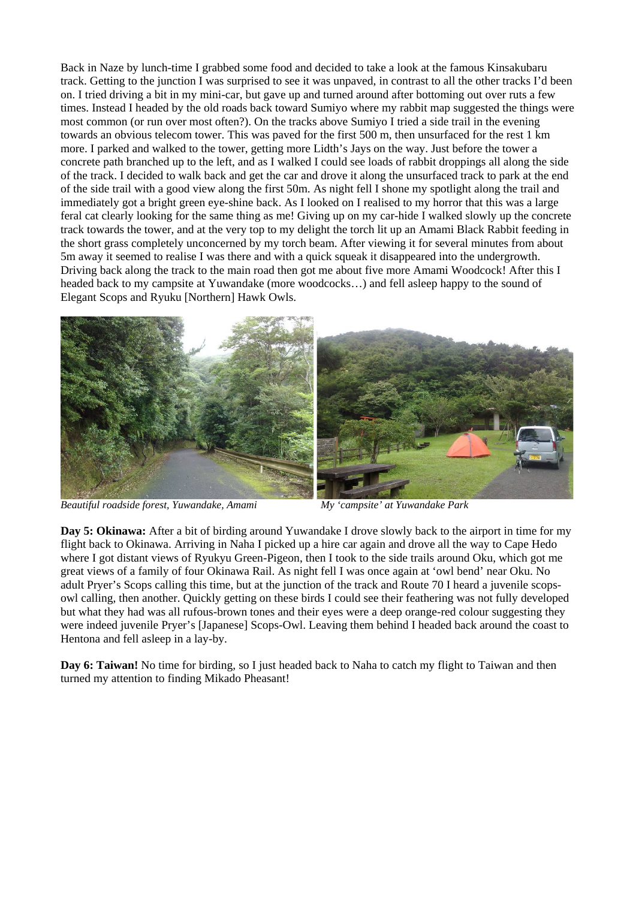Back in Naze by lunch-time I grabbed some food and decided to take a look at the famous Kinsakubaru track. Getting to the junction I was surprised to see it was unpaved, in contrast to all the other tracks I'd been on. I tried driving a bit in my mini-car, but gave up and turned around after bottoming out over ruts a few times. Instead I headed by the old roads back toward Sumiyo where my rabbit map suggested the things were most common (or run over most often?). On the tracks above Sumiyo I tried a side trail in the evening towards an obvious telecom tower. This was paved for the first 500 m, then unsurfaced for the rest 1 km more. I parked and walked to the tower, getting more Lidth's Jays on the way. Just before the tower a concrete path branched up to the left, and as I walked I could see loads of rabbit droppings all along the side of the track. I decided to walk back and get the car and drove it along the unsurfaced track to park at the end of the side trail with a good view along the first 50m. As night fell I shone my spotlight along the trail and immediately got a bright green eye-shine back. As I looked on I realised to my horror that this was a large feral cat clearly looking for the same thing as me! Giving up on my car-hide I walked slowly up the concrete track towards the tower, and at the very top to my delight the torch lit up an Amami Black Rabbit feeding in the short grass completely unconcerned by my torch beam. After viewing it for several minutes from about 5m away it seemed to realise I was there and with a quick squeak it disappeared into the undergrowth. Driving back along the track to the main road then got me about five more Amami Woodcock! After this I headed back to my campsite at Yuwandake (more woodcocks…) and fell asleep happy to the sound of Elegant Scops and Ryuku [Northern] Hawk Owls.

*Beautiful roadside forest, Yuwandake, Amami*

*My 'campsite' at Yuwandake Park*

**Day 5: Okinawa:** After a bit of birding around Yuwandake I drove slowly back to the airport in time for my flight back to Okinawa. Arriving in Naha I picked up a hire car again and drove all the way to Cape Hedo where I got distant views of Ryukyu Green-Pigeon, then I took to the side trails around Oku, which got me great views of a family of four Okinawa Rail. As night fell I was once again at 'owl bend' near Oku. No adult Pryer's Scops calling this time, but at the junction of the track and Route 70 I heard a juvenile scops-owl calling, then another. Quickly getting on these birds I could see their feathering was not fully developed but what they had was all rufous-brown tones and their eyes were a deep orange-red colour suggesting they were indeed juvenile Pryer's [Japanese] Scops-Owl. Leaving them behind I headed back around the coast to Hentona and fell asleep in a lay-by.

**Day 6: Taiwan!** No time for birding, so I just headed back to Naha to catch my flight to Taiwan and then turned my attention to finding Mikado Pheasant!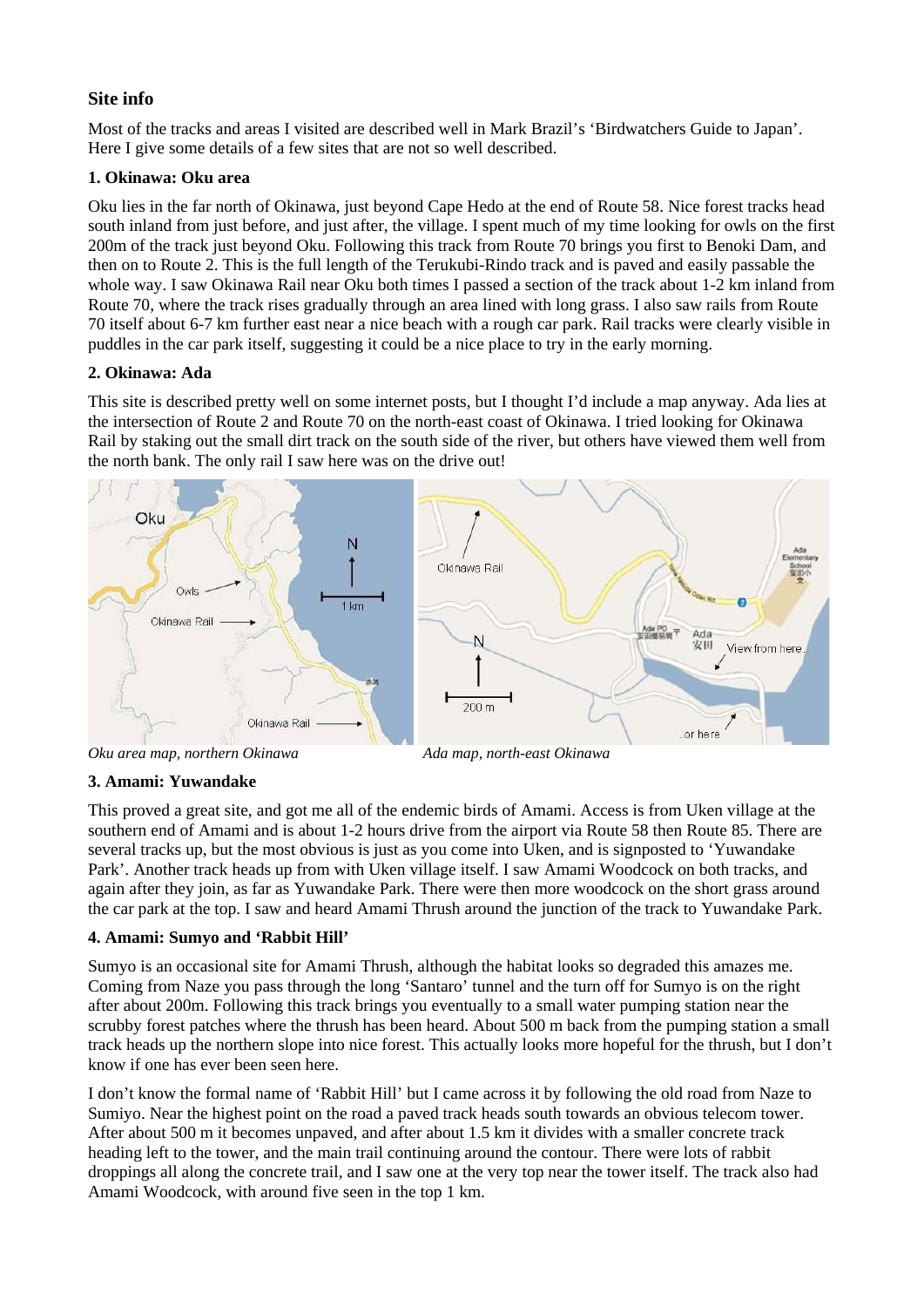## Site info

Most of the tracks and areas I visited are described well in Mark Brazil's 'Birdwatchers Guide to Japan'. Here I give some details of a few sites that are not so well described.

### 1. Okinawa: Oku area

Oku lies in the far north of Okinawa, just beyond Cape Hedo at the end of Route 58. Nice forest tracks head south inland from just before, and just after, the village. I spent much of my time looking for owls on the first 200m of the track just beyond Oku. Following this track from Route 70 brings you first to Benoki Dam, and then on to Route 2. This is the full length of the Terukubi-Rindo track and is paved and easily passable the whole way. I saw Okinawa Rail near Oku both times I passed a section of the track about 1-2 km inland from Route 70, where the track rises gradually through an area lined with long grass. I also saw rails from Route 70 itself about 6-7 km further east near a nice beach with a rough car park. Rail tracks were clearly visible in puddles in the car park itself, suggesting it could be a nice place to try in the early morning.

### 2. Okinawa: Ada

This site is described pretty well on some internet posts, but I thought I'd include a map anyway. Ada lies at the intersection of Route 2 and Route 70 on the north-east coast of Okinawa. I tried looking for Okinawa Rail by staking out the small dirt track on the south side of the river, but others have viewed them well from the north bank. The only rail I saw here was on the drive out!

*Oku area map, northern Okinawa*

*Ada map, north-east Okinawa*

### 3. Amami: Yuwandake

This proved a great site, and got me all of the endemic birds of Amami. Access is from Uken village at the southern end of Amami and is about 1-2 hours drive from the airport via Route 58 then Route 85. There are several tracks up, but the most obvious is just as you come into Uken, and is signposted to 'Yuwandake Park'. Another track heads up from with Uken village itself. I saw Amami Woodcock on both tracks, and again after they join, as far as Yuwandake Park. There were then more woodcock on the short grass around the car park at the top. I saw and heard Amami Thrush around the junction of the track to Yuwandake Park.

### 4. Amami: Sumyo and 'Rabbit Hill'

Sumyo is an occasional site for Amami Thrush, although the habitat looks so degraded this amazes me. Coming from Naze you pass through the long 'Santaro' tunnel and the turn off for Sumyo is on the right after about 200m. Following this track brings you eventually to a small water pumping station near the scrubby forest patches where the thrush has been heard. About 500 m back from the pumping station a small track heads up the northern slope into nice forest. This actually looks more hopeful for the thrush, but I don't know if one has ever been seen here.

I don't know the formal name of 'Rabbit Hill' but I came across it by following the old road from Naze to Sumiyo. Near the highest point on the road a paved track heads south towards an obvious telecom tower. After about 500 m it becomes unpaved, and after about 1.5 km it divides with a smaller concrete track heading left to the tower, and the main trail continuing around the contour. There were lots of rabbit droppings all along the concrete trail, and I saw one at the very top near the tower itself. The track also had Amami Woodcock, with around five seen in the top 1 km.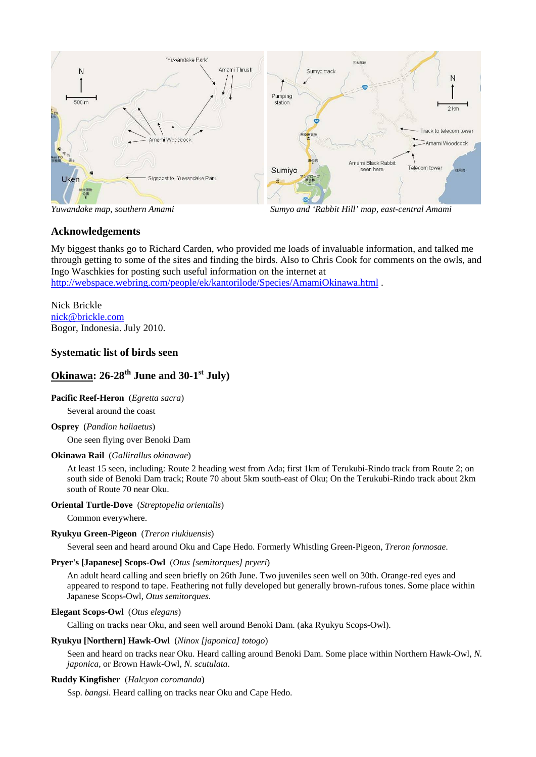*Yuwandake map, southern Amami*

*Sumyo and 'Rabbit Hill' map, east-central Amami*

### Acknowledgements

My biggest thanks go to Richard Carden, who provided me loads of invaluable information, and talked me through getting to some of the sites and finding the birds. Also to Chris Cook for comments on the owls, and Ingo Waschkies for posting such useful information on the internet at http://webspace.webring.com/people/ek/kantorilode/Species/AmamiOkinawa.html .

Nick Brickle
nick@brickle.com
Bogor, Indonesia. July 2010.

### Systematic list of birds seen

## Okinawa: 26-28th June and 30-1st July)

**Pacific Reef-Heron** (*Egretta sacra*)

Several around the coast

**Osprey** (*Pandion haliaetus*)

One seen flying over Benoki Dam

**Okinawa Rail** (*Gallirallus okinawae*)

At least 15 seen, including: Route 2 heading west from Ada; first 1km of Terukubi-Rindo track from Route 2; on south side of Benoki Dam track; Route 70 about 5km south-east of Oku; On the Terukubi-Rindo track about 2km south of Route 70 near Oku.

**Oriental Turtle-Dove** (*Streptopelia orientalis*)

Common everywhere.

**Ryukyu Green-Pigeon** (*Treron riukiuensis*)

Several seen and heard around Oku and Cape Hedo. Formerly Whistling Green-Pigeon, *Treron formosae*.

**Pryer's [Japanese] Scops-Owl** (*Otus [semitorques] pryeri*)

An adult heard calling and seen briefly on 26th June. Two juveniles seen well on 30th. Orange-red eyes and appeared to respond to tape. Feathering not fully developed but generally brown-rufous tones. Some place within Japanese Scops-Owl, *Otus semitorques*.

**Elegant Scops-Owl** (*Otus elegans*)

Calling on tracks near Oku, and seen well around Benoki Dam. (aka Ryukyu Scops-Owl).

**Ryukyu [Northern] Hawk-Owl** (*Ninox [japonica] totogo*)

Seen and heard on tracks near Oku. Heard calling around Benoki Dam. Some place within Northern Hawk-Owl, *N. japonica*, or Brown Hawk-Owl, *N. scutulata*.

**Ruddy Kingfisher** (*Halcyon coromanda*)

Ssp. *bangsi*. Heard calling on tracks near Oku and Cape Hedo.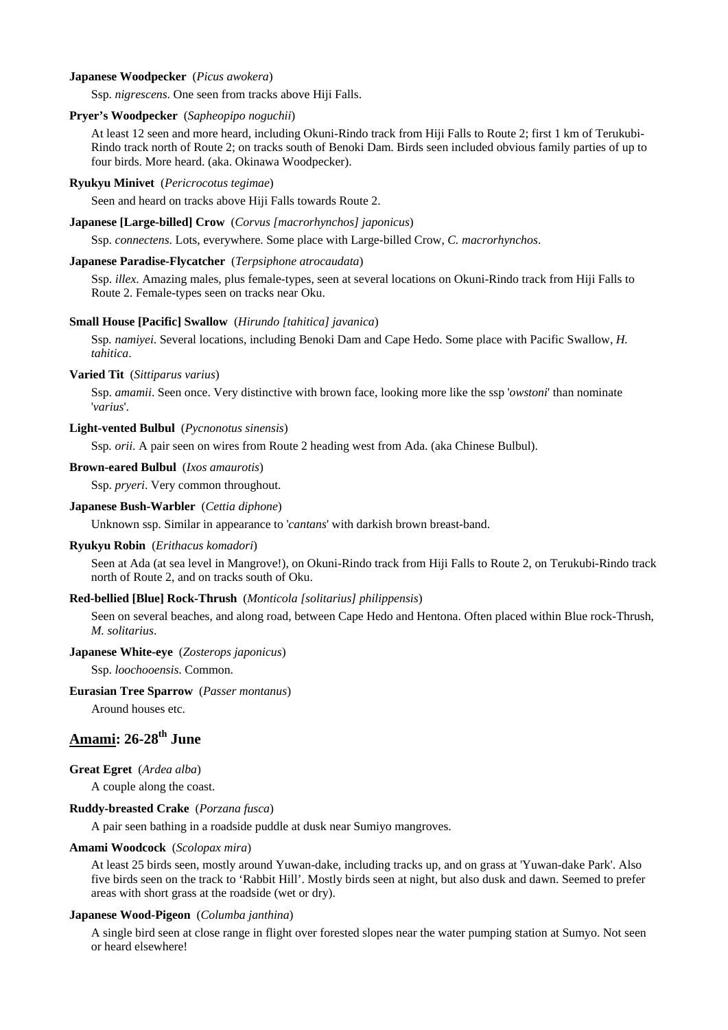**Japanese Woodpecker** (*Picus awokera*)

Ssp. *nigrescens*. One seen from tracks above Hiji Falls.

**Pryer's Woodpecker** (*Sapheopipo noguchii*)

At least 12 seen and more heard, including Okuni-Rindo track from Hiji Falls to Route 2; first 1 km of Terukubi-Rindo track north of Route 2; on tracks south of Benoki Dam. Birds seen included obvious family parties of up to four birds. More heard. (aka. Okinawa Woodpecker).

**Ryukyu Minivet** (*Pericrocotus tegimae*)

Seen and heard on tracks above Hiji Falls towards Route 2.

**Japanese [Large-billed] Crow** (*Corvus [macrorhynchos] japonicus*)

Ssp. *connectens*. Lots, everywhere. Some place with Large-billed Crow, *C. macrorhynchos*.

**Japanese Paradise-Flycatcher** (*Terpsiphone atrocaudata*)

Ssp. *illex*. Amazing males, plus female-types, seen at several locations on Okuni-Rindo track from Hiji Falls to Route 2. Female-types seen on tracks near Oku.

**Small House [Pacific] Swallow** (*Hirundo [tahitica] javanica*)

Ssp. *namiyei*. Several locations, including Benoki Dam and Cape Hedo. Some place with Pacific Swallow, *H. tahitica*.

**Varied Tit** (*Sittiparus varius*)

Ssp. *amamii*. Seen once. Very distinctive with brown face, looking more like the ssp '*owstoni*' than nominate '*varius*'.

**Light-vented Bulbul** (*Pycnonotus sinensis*)

Ssp. *orii*. A pair seen on wires from Route 2 heading west from Ada. (aka Chinese Bulbul).

**Brown-eared Bulbul** (*Ixos amaurotis*)

Ssp. *pryeri*. Very common throughout.

**Japanese Bush-Warbler** (*Cettia diphone*)

Unknown ssp. Similar in appearance to '*cantans*' with darkish brown breast-band.

**Ryukyu Robin** (*Erithacus komadori*)

Seen at Ada (at sea level in Mangrove!), on Okuni-Rindo track from Hiji Falls to Route 2, on Terukubi-Rindo track north of Route 2, and on tracks south of Oku.

**Red-bellied [Blue] Rock-Thrush** (*Monticola [solitarius] philippensis*)

Seen on several beaches, and along road, between Cape Hedo and Hentona. Often placed within Blue rock-Thrush, *M. solitarius*.

**Japanese White-eye** (*Zosterops japonicus*)

Ssp. *loochooensis*. Common.

**Eurasian Tree Sparrow** (*Passer montanus*)

Around houses etc.

## Amami: 26-28th June

**Great Egret** (*Ardea alba*)

A couple along the coast.

**Ruddy-breasted Crake** (*Porzana fusca*)

A pair seen bathing in a roadside puddle at dusk near Sumiyo mangroves.

**Amami Woodcock** (*Scolopax mira*)

At least 25 birds seen, mostly around Yuwan-dake, including tracks up, and on grass at 'Yuwan-dake Park'. Also five birds seen on the track to 'Rabbit Hill'. Mostly birds seen at night, but also dusk and dawn. Seemed to prefer areas with short grass at the roadside (wet or dry).

**Japanese Wood-Pigeon** (*Columba janthina*)

A single bird seen at close range in flight over forested slopes near the water pumping station at Sumyo. Not seen or heard elsewhere!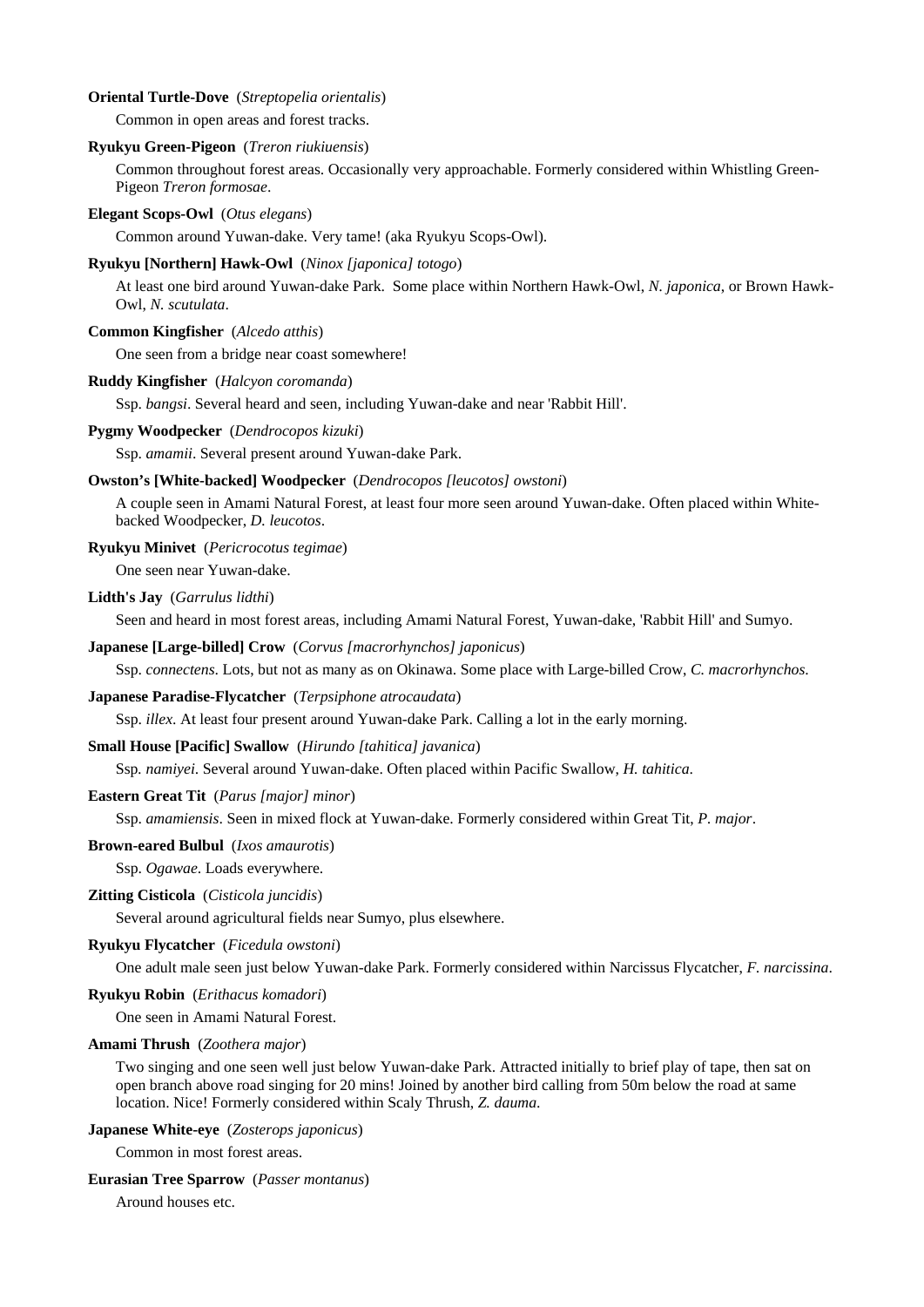**Oriental Turtle-Dove** (*Streptopelia orientalis*)

Common in open areas and forest tracks.

**Ryukyu Green-Pigeon** (*Treron riukiuensis*)

Common throughout forest areas. Occasionally very approachable. Formerly considered within Whistling Green-Pigeon *Treron formosae*.

**Elegant Scops-Owl** (*Otus elegans*)

Common around Yuwan-dake. Very tame! (aka Ryukyu Scops-Owl).

**Ryukyu [Northern] Hawk-Owl** (*Ninox [japonica] totogo*)

At least one bird around Yuwan-dake Park. Some place within Northern Hawk-Owl, *N. japonica*, or Brown Hawk-Owl, *N. scutulata*.

**Common Kingfisher** (*Alcedo atthis*)

One seen from a bridge near coast somewhere!

**Ruddy Kingfisher** (*Halcyon coromanda*)

Ssp. *bangsi*. Several heard and seen, including Yuwan-dake and near 'Rabbit Hill'.

**Pygmy Woodpecker** (*Dendrocopos kizuki*)

Ssp. *amamii*. Several present around Yuwan-dake Park.

**Owston's [White-backed] Woodpecker** (*Dendrocopos [leucotos] owstoni*)

A couple seen in Amami Natural Forest, at least four more seen around Yuwan-dake. Often placed within White-backed Woodpecker, *D. leucotos*.

**Ryukyu Minivet** (*Pericrocotus tegimae*)

One seen near Yuwan-dake.

**Lidth's Jay** (*Garrulus lidthi*)

Seen and heard in most forest areas, including Amami Natural Forest, Yuwan-dake, 'Rabbit Hill' and Sumyo.

**Japanese [Large-billed] Crow** (*Corvus [macrorhynchos] japonicus*)

Ssp. *connectens*. Lots, but not as many as on Okinawa. Some place with Large-billed Crow, *C. macrorhynchos*.

**Japanese Paradise-Flycatcher** (*Terpsiphone atrocaudata*)

Ssp. *illex*. At least four present around Yuwan-dake Park. Calling a lot in the early morning.

**Small House [Pacific] Swallow** (*Hirundo [tahitica] javanica*)

Ssp. *namiyei*. Several around Yuwan-dake. Often placed within Pacific Swallow, *H. tahitica*.

**Eastern Great Tit** (*Parus [major] minor*)

Ssp. *amamiensis*. Seen in mixed flock at Yuwan-dake. Formerly considered within Great Tit, *P. major*.

**Brown-eared Bulbul** (*Ixos amaurotis*)

Ssp. *Ogawae*. Loads everywhere.

**Zitting Cisticola** (*Cisticola juncidis*)

Several around agricultural fields near Sumyo, plus elsewhere.

**Ryukyu Flycatcher** (*Ficedula owstoni*)

One adult male seen just below Yuwan-dake Park. Formerly considered within Narcissus Flycatcher, *F. narcissina*.

**Ryukyu Robin** (*Erithacus komadori*)

One seen in Amami Natural Forest.

**Amami Thrush** (*Zoothera major*)

Two singing and one seen well just below Yuwan-dake Park. Attracted initially to brief play of tape, then sat on open branch above road singing for 20 mins! Joined by another bird calling from 50m below the road at same location. Nice! Formerly considered within Scaly Thrush, *Z. dauma*.

**Japanese White-eye** (*Zosterops japonicus*)

Common in most forest areas.

**Eurasian Tree Sparrow** (*Passer montanus*)

Around houses etc.